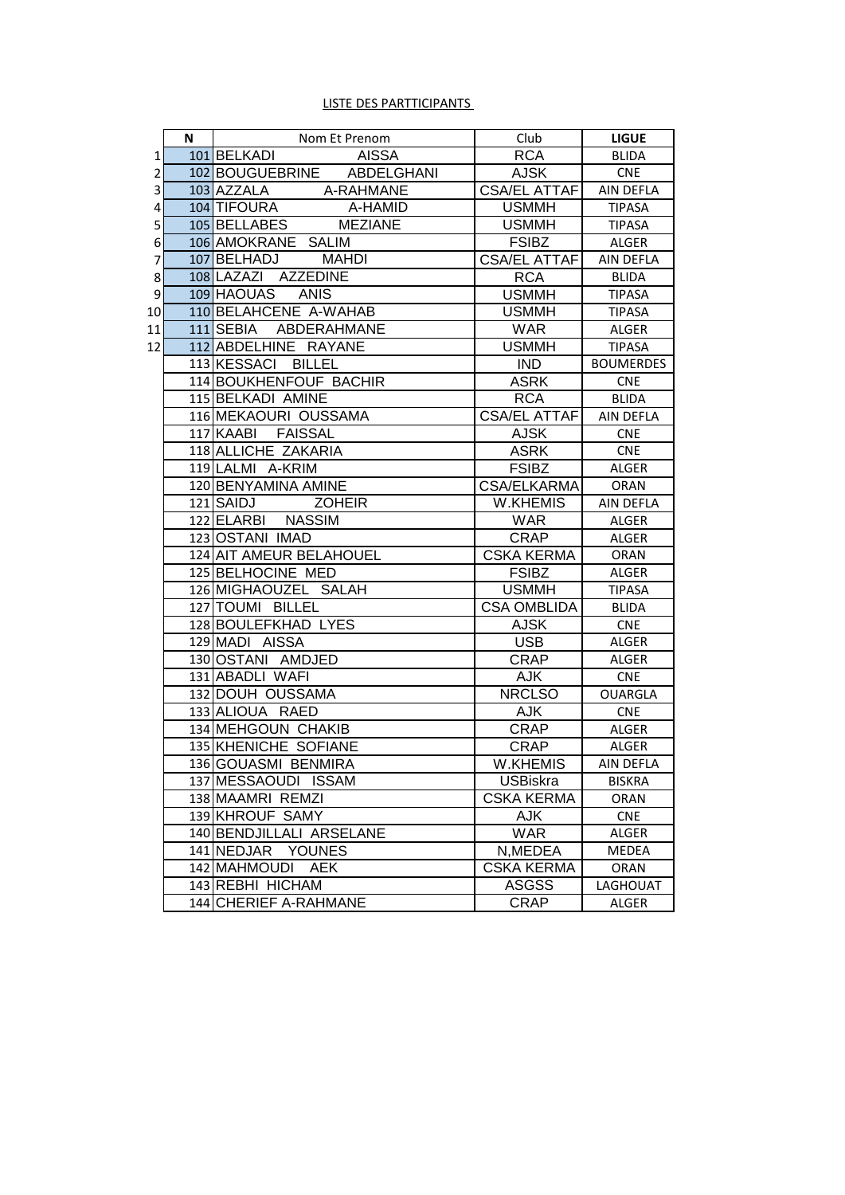LISTE DES PARTTICIPANTS

| | N | Nom Et Prenom | Club | LIGUE |
|---|---|---|---|---|
| 1 | 101 | BELKADI AISSA | RCA | BLIDA |
| 2 | 102 | BOUGUEBRINE ABDELGHANI | AJSK | CNE |
| 3 | 103 | AZZALA A-RAHMANE | CSA/EL ATTAF | AIN DEFLA |
| 4 | 104 | TIFOURA A-HAMID | USMMH | TIPASA |
| 5 | 105 | BELLABES MEZIANE | USMMH | TIPASA |
| 6 | 106 | AMOKRANE SALIM | FSIBZ | ALGER |
| 7 | 107 | BELHADJ MAHDI | CSA/EL ATTAF | AIN DEFLA |
| 8 | 108 | LAZAZI AZZEDINE | RCA | BLIDA |
| 9 | 109 | HAOUAS ANIS | USMMH | TIPASA |
| 10 | 110 | BELAHCENE A-WAHAB | USMMH | TIPASA |
| 11 | 111 | SEBIA ABDERAHMANE | WAR | ALGER |
| 12 | 112 | ABDELHINE RAYANE | USMMH | TIPASA |
| | 113 | KESSACI BILLEL | IND | BOUMERDES |
| | 114 | BOUKHENFOUF BACHIR | ASRK | CNE |
| | 115 | BELKADI AMINE | RCA | BLIDA |
| | 116 | MEKAOURI OUSSAMA | CSA/EL ATTAF | AIN DEFLA |
| | 117 | KAABI FAISSAL | AJSK | CNE |
| | 118 | ALLICHE ZAKARIA | ASRK | CNE |
| | 119 | LALMI A-KRIM | FSIBZ | ALGER |
| | 120 | BENYAMINA AMINE | CSA/ELKARMA | ORAN |
| | 121 | SAIDJ ZOHEIR | W.KHEMIS | AIN DEFLA |
| | 122 | ELARBI NASSIM | WAR | ALGER |
| | 123 | OSTANI IMAD | CRAP | ALGER |
| | 124 | AIT AMEUR BELAHOUEL | CSKA KERMA | ORAN |
| | 125 | BELHOCINE MED | FSIBZ | ALGER |
| | 126 | MIGHAOUZEL SALAH | USMMH | TIPASA |
| | 127 | TOUMI BILLEL | CSA OMBLIDA | BLIDA |
| | 128 | BOULEFKHAD LYES | AJSK | CNE |
| | 129 | MADI AISSA | USB | ALGER |
| | 130 | OSTANI AMDJED | CRAP | ALGER |
| | 131 | ABADLI WAFI | AJK | CNE |
| | 132 | DOUH OUSSAMA | NRCLSO | OUARGLA |
| | 133 | ALIOUA RAED | AJK | CNE |
| | 134 | MEHGOUN CHAKIB | CRAP | ALGER |
| | 135 | KHENICHE SOFIANE | CRAP | ALGER |
| | 136 | GOUASMI BENMIRA | W.KHEMIS | AIN DEFLA |
| | 137 | MESSAOUDI ISSAM | USBiskra | BISKRA |
| | 138 | MAAMRI REMZI | CSKA KERMA | ORAN |
| | 139 | KHROUF SAMY | AJK | CNE |
| | 140 | BENDJILLALI ARSELANE | WAR | ALGER |
| | 141 | NEDJAR YOUNES | N,MEDEA | MEDEA |
| | 142 | MAHMOUDI AEK | CSKA KERMA | ORAN |
| | 143 | REBHI HICHAM | ASGSS | LAGHOUAT |
| | 144 | CHERIEF A-RAHMANE | CRAP | ALGER |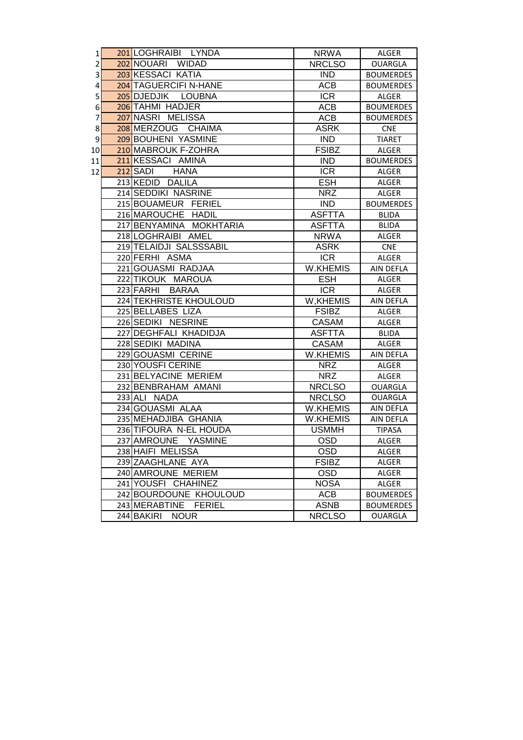| | | | | |
|---|---|---|---|---|
| 1 | 201 | LOGHRAIBI LYNDA | NRWA | ALGER |
| 2 | 202 | NOUARI WIDAD | NRCLSO | OUARGLA |
| 3 | 203 | KESSACI KATIA | IND | BOUMERDES |
| 4 | 204 | TAGUERCIFI N-HANE | ACB | BOUMERDES |
| 5 | 205 | DJEDJIK LOUBNA | ICR | ALGER |
| 6 | 206 | TAHMI HADJER | ACB | BOUMERDES |
| 7 | 207 | NASRI MELISSA | ACB | BOUMERDES |
| 8 | 208 | MERZOUG CHAIMA | ASRK | CNE |
| 9 | 209 | BOUHENI YASMINE | IND | TIARET |
| 10 | 210 | MABROUK F-ZOHRA | FSIBZ | ALGER |
| 11 | 211 | KESSACI AMINA | IND | BOUMERDES |
| 12 | 212 | SADI HANA | ICR | ALGER |
| | 213 | KEDID DALILA | ESH | ALGER |
| | 214 | SEDDIKI NASRINE | NRZ | ALGER |
| | 215 | BOUAMEUR FERIEL | IND | BOUMERDES |
| | 216 | MAROUCHE HADIL | ASFTTA | BLIDA |
| | 217 | BENYAMINA MOKHTARIA | ASFTTA | BLIDA |
| | 218 | LOGHRAIBI AMEL | NRWA | ALGER |
| | 219 | TELAIDJI SALSSSABIL | ASRK | CNE |
| | 220 | FERHI ASMA | ICR | ALGER |
| | 221 | GOUASMI RADJAA | W.KHEMIS | AIN DEFLA |
| | 222 | TIKOUK MAROUA | ESH | ALGER |
| | 223 | FARHI BARAA | ICR | ALGER |
| | 224 | TEKHRISTE KHOULOUD | W,KHEMIS | AIN DEFLA |
| | 225 | BELLABES LIZA | FSIBZ | ALGER |
| | 226 | SEDIKI NESRINE | CASAM | ALGER |
| | 227 | DEGHFALI KHADIDJA | ASFTTA | BLIDA |
| | 228 | SEDIKI MADINA | CASAM | ALGER |
| | 229 | GOUASMI CERINE | W.KHEMIS | AIN DEFLA |
| | 230 | YOUSFI CERINE | NRZ | ALGER |
| | 231 | BELYACINE MERIEM | NRZ | ALGER |
| | 232 | BENBRAHAM AMANI | NRCLSO | OUARGLA |
| | 233 | ALI NADA | NRCLSO | OUARGLA |
| | 234 | GOUASMI ALAA | W.KHEMIS | AIN DEFLA |
| | 235 | MEHADJIBA GHANIA | W.KHEMIS | AIN DEFLA |
| | 236 | TIFOURA N-EL HOUDA | USMMH | TIPASA |
| | 237 | AMROUNE YASMINE | OSD | ALGER |
| | 238 | HAIFI MELISSA | OSD | ALGER |
| | 239 | ZAAGHLANE AYA | FSIBZ | ALGER |
| | 240 | AMROUNE MERIEM | OSD | ALGER |
| | 241 | YOUSFI CHAHINEZ | NOSA | ALGER |
| | 242 | BOURDOUNE KHOULOUD | ACB | BOUMERDES |
| | 243 | MERABTINE FERIEL | ASNB | BOUMERDES |
| | 244 | BAKIRI NOUR | NRCLSO | OUARGLA |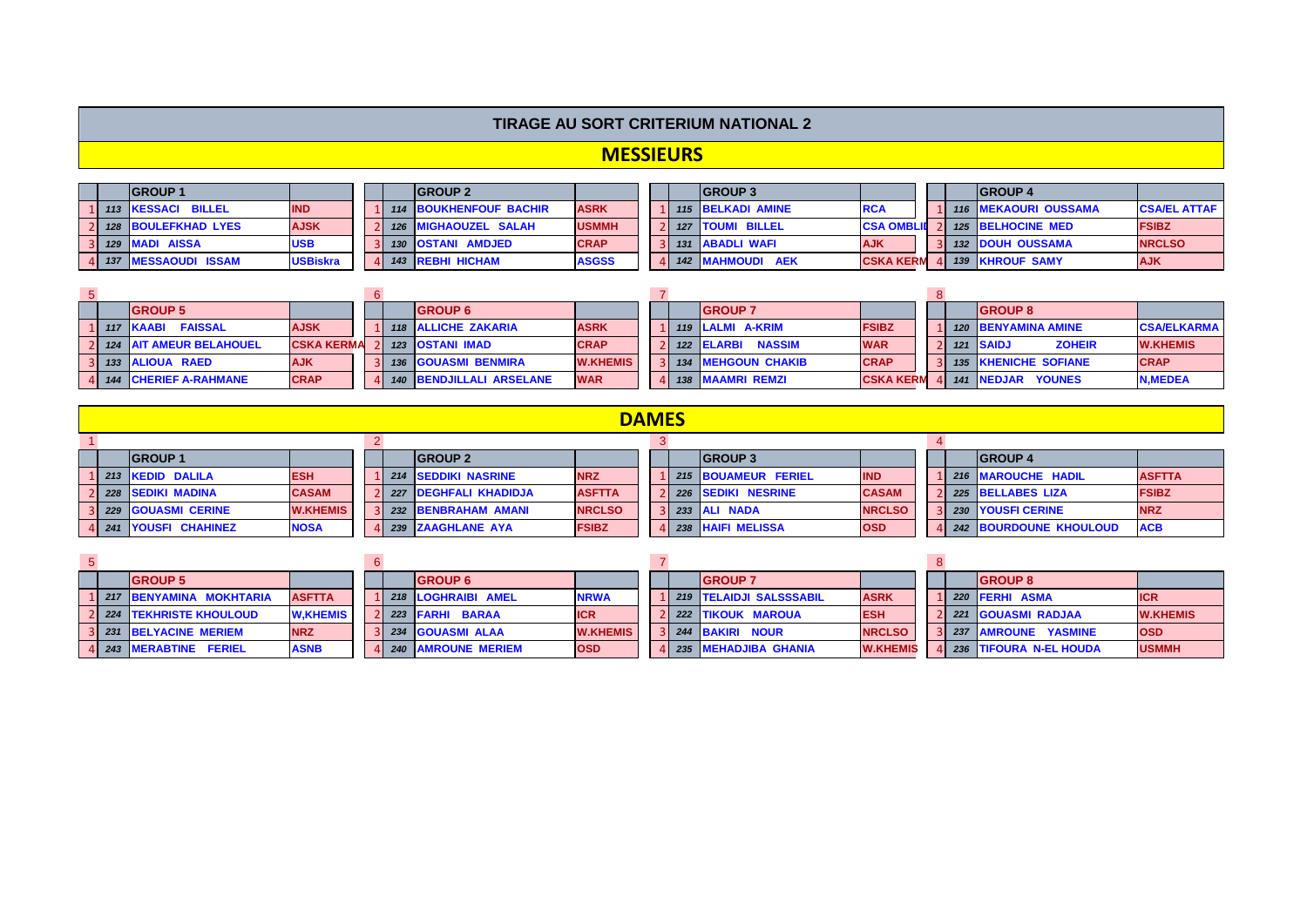# TIRAGE AU SORT CRITERIUM NATIONAL 2

## MESSIEURS

| | | GROUP 1 | |
|---|---|---|---|
| 1 | 113 | KESSACI BILLEL | IND |
| 2 | 128 | BOULEFKHAD LYES | AJSK |
| 3 | 129 | MADI AISSA | USB |
| 4 | 137 | MESSAOUDI ISSAM | USBiskra |

| | | GROUP 2 | |
|---|---|---|---|
| 1 | 114 | BOUKHENFOUF BACHIR | ASRK |
| 2 | 126 | MIGHAOUZEL SALAH | USMMH |
| 3 | 130 | OSTANI AMDJED | CRAP |
| 4 | 143 | REBHI HICHAM | ASGSS |

| | | GROUP 3 | |
|---|---|---|---|
| 1 | 115 | BELKADI AMINE | RCA |
| 2 | 127 | TOUMI BILLEL | CSA OMBLI |
| 3 | 131 | ABADLI WAFI | AJK |
| 4 | 142 | MAHMOUDI AEK | CSKA KERM |

| | | GROUP 4 | |
|---|---|---|---|
| 1 | 116 | MEKAOURI OUSSAMA | CSA/EL ATTAF |
| 2 | 125 | BELHOCINE MED | FSIBZ |
| 3 | 132 | DOUH OUSSAMA | NRCLSO |
| 4 | 139 | KHROUF SAMY | AJK |

| 5 | | GROUP 5 | |
|---|---|---|---|
| 1 | 117 | KAABI FAISSAL | AJSK |
| 2 | 124 | AIT AMEUR BELAHOUEL | CSKA KERMA |
| 3 | 133 | ALIOUA RAED | AJK |
| 4 | 144 | CHERIEF A-RAHMANE | CRAP |

| 6 | | GROUP 6 | |
|---|---|---|---|
| 1 | 118 | ALLICHE ZAKARIA | ASRK |
| 2 | 123 | OSTANI IMAD | CRAP |
| 3 | 136 | GOUASMI BENMIRA | W.KHEMIS |
| 4 | 140 | BENDJILLALI ARSELANE | WAR |

| 7 | | GROUP 7 | |
|---|---|---|---|
| 1 | 119 | LALMI A-KRIM | FSIBZ |
| 2 | 122 | ELARBI NASSIM | WAR |
| 3 | 134 | MEHGOUN CHAKIB | CRAP |
| 4 | 138 | MAAMRI REMZI | CSKA KERM |

| 8 | | GROUP 8 | |
|---|---|---|---|
| 1 | 120 | BENYAMINA AMINE | CSA/ELKARMA |
| 2 | 121 | SAIDJ ZOHEIR | W.KHEMIS |
| 3 | 135 | KHENICHE SOFIANE | CRAP |
| 4 | 141 | NEDJAR YOUNES | N,MEDEA |

## DAMES

| 1 | | GROUP 1 | |
|---|---|---|---|
| 1 | 213 | KEDID DALILA | ESH |
| 2 | 228 | SEDIKI MADINA | CASAM |
| 3 | 229 | GOUASMI CERINE | W.KHEMIS |
| 4 | 241 | YOUSFI CHAHINEZ | NOSA |

| 2 | | GROUP 2 | |
|---|---|---|---|
| 1 | 214 | SEDDIKI NASRINE | NRZ |
| 2 | 227 | DEGHFALI KHADIDJA | ASFTTA |
| 3 | 232 | BENBRAHAM AMANI | NRCLSO |
| 4 | 239 | ZAAGHLANE AYA | FSIBZ |

| 3 | | GROUP 3 | |
|---|---|---|---|
| 1 | 215 | BOUAMEUR FERIEL | IND |
| 2 | 226 | SEDIKI NESRINE | CASAM |
| 3 | 233 | ALI NADA | NRCLSO |
| 4 | 238 | HAIFI MELISSA | OSD |

| 4 | | GROUP 4 | |
|---|---|---|---|
| 1 | 216 | MAROUCHE HADIL | ASFTTA |
| 2 | 225 | BELLABES LIZA | FSIBZ |
| 3 | 230 | YOUSFI CERINE | NRZ |
| 4 | 242 | BOURDOUNE KHOULOUD | ACB |

| 5 | | GROUP 5 | |
|---|---|---|---|
| 1 | 217 | BENYAMINA MOKHTARIA | ASFTTA |
| 2 | 224 | TEKHRISTE KHOULOUD | W,KHEMIS |
| 3 | 231 | BELYACINE MERIEM | NRZ |
| 4 | 243 | MERABTINE FERIEL | ASNB |

| 6 | | GROUP 6 | |
|---|---|---|---|
| 1 | 218 | LOGHRAIBI AMEL | NRWA |
| 2 | 223 | FARHI BARAA | ICR |
| 3 | 234 | GOUASMI ALAA | W.KHEMIS |
| 4 | 240 | AMROUNE MERIEM | OSD |

| 7 | | GROUP 7 | |
|---|---|---|---|
| 1 | 219 | TELAIDJI SALSSSABIL | ASRK |
| 2 | 222 | TIKOUK MAROUA | ESH |
| 3 | 244 | BAKIRI NOUR | NRCLSO |
| 4 | 235 | MEHADJIBA GHANIA | W.KHEMIS |

| 8 | | GROUP 8 | |
|---|---|---|---|
| 1 | 220 | FERHI ASMA | ICR |
| 2 | 221 | GOUASMI RADJAA | W.KHEMIS |
| 3 | 237 | AMROUNE YASMINE | OSD |
| 4 | 236 | TIFOURA N-EL HOUDA | USMMH |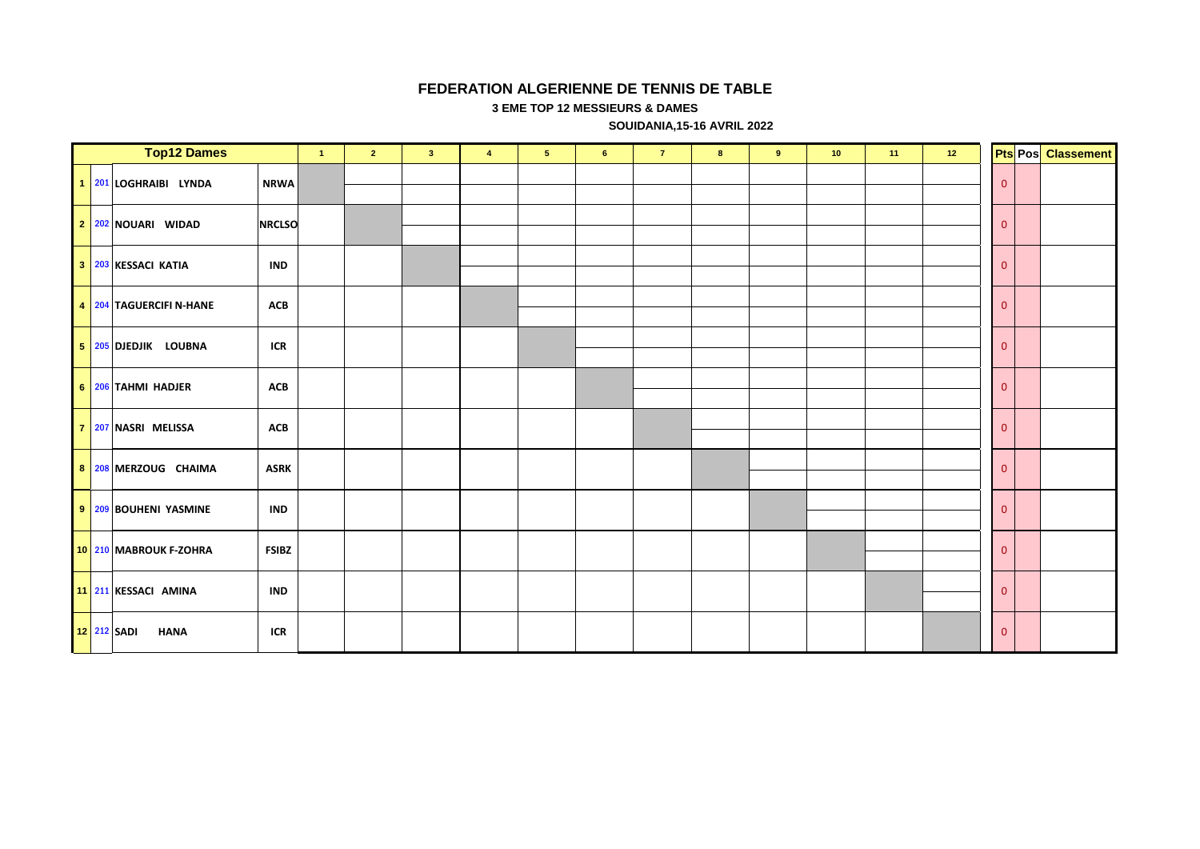**FEDERATION ALGERIENNE DE TENNIS DE TABLE**

**3 EME TOP 12 MESSIEURS & DAMES**

**SOUIDANIA,15-16 AVRIL 2022**

| | | Top12 Dames | | 1 | 2 | 3 | 4 | 5 | 6 | 7 | 8 | 9 | 10 | 11 | 12 | Pts | Pos | Classement |
|---|---|---|---|---|---|---|---|---|---|---|---|---|---|---|---|---|---|---|
| 1 | 201 | LOGHRAIBI LYNDA | NRWA | | | | | | | | | | | | | 0 | | |
| 2 | 202 | NOUARI WIDAD | NRCLSO | | | | | | | | | | | | | 0 | | |
| 3 | 203 | KESSACI KATIA | IND | | | | | | | | | | | | | 0 | | |
| 4 | 204 | TAGUERCIFI N-HANE | ACB | | | | | | | | | | | | | 0 | | |
| 5 | 205 | DJEDJIK LOUBNA | ICR | | | | | | | | | | | | | 0 | | |
| 6 | 206 | TAHMI HADJER | ACB | | | | | | | | | | | | | 0 | | |
| 7 | 207 | NASRI MELISSA | ACB | | | | | | | | | | | | | 0 | | |
| 8 | 208 | MERZOUG CHAIMA | ASRK | | | | | | | | | | | | | 0 | | |
| 9 | 209 | BOUHENI YASMINE | IND | | | | | | | | | | | | | 0 | | |
| 10 | 210 | MABROUK F-ZOHRA | FSIBZ | | | | | | | | | | | | | 0 | | |
| 11 | 211 | KESSACI AMINA | IND | | | | | | | | | | | | | 0 | | |
| 12 | 212 | SADI HANA | ICR | | | | | | | | | | | | | 0 | | |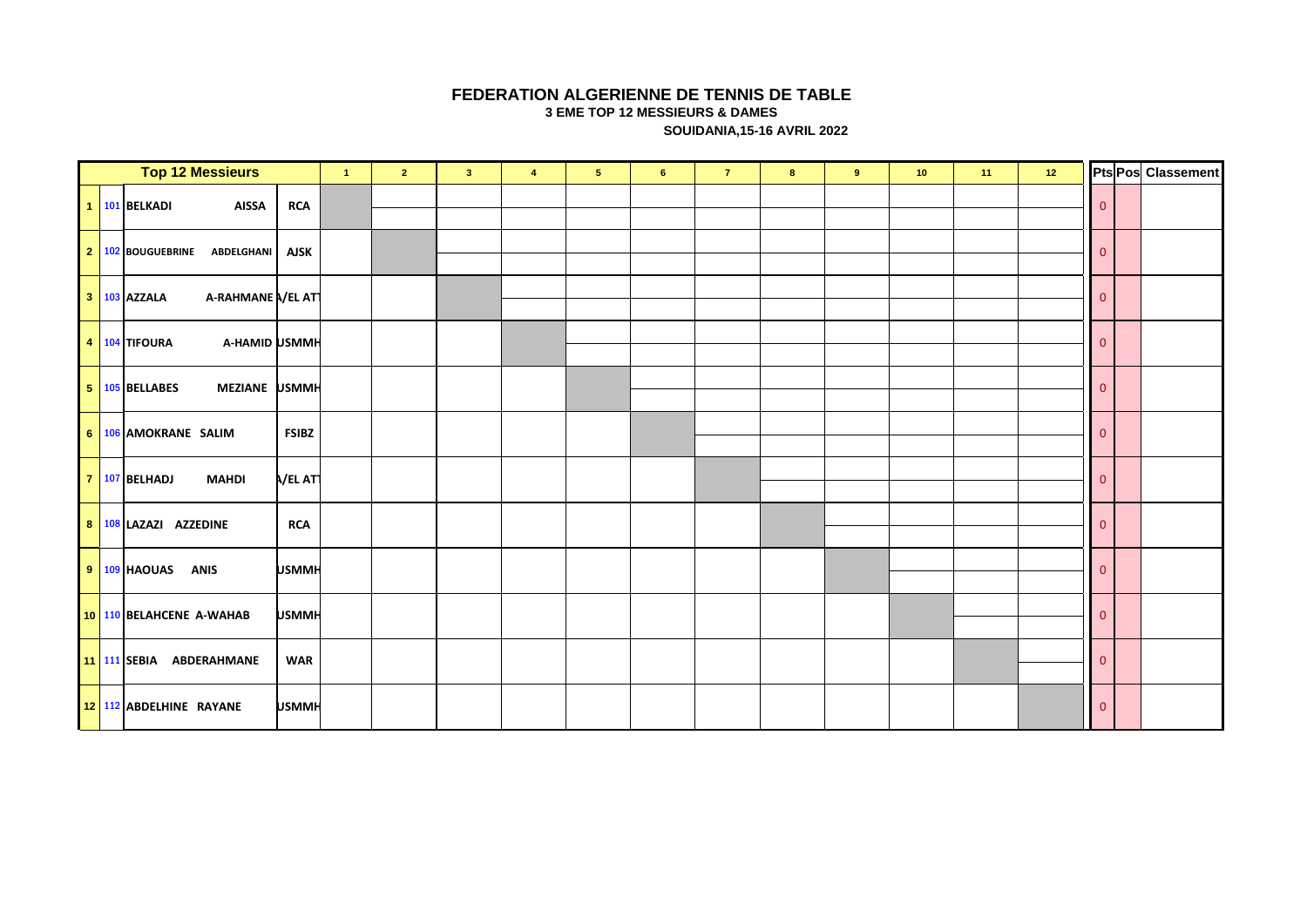# FEDERATION ALGERIENNE DE TENNIS DE TABLE

**3 EME TOP 12 MESSIEURS & DAMES**

**SOUIDANIA,15-16 AVRIL 2022**

| | | Top 12 Messieurs | | | 1 | 2 | 3 | 4 | 5 | 6 | 7 | 8 | 9 | 10 | 11 | 12 | Pts | Pos | Classement |
|---|---|---|---|---|---|---|---|---|---|---|---|---|---|---|---|---|---|---|---|
| 1 | 101 | BELKADI | AISSA | RCA | | | | | | | | | | | | | 0 | | |
| 2 | 102 | BOUGUEBRINE | ABDELGHANI | AJSK | | | | | | | | | | | | | 0 | | |
| 3 | 103 | AZZALA | A-RAHMANE | A/EL AT | | | | | | | | | | | | | 0 | | |
| 4 | 104 | TIFOURA | A-HAMID | USMMH | | | | | | | | | | | | | 0 | | |
| 5 | 105 | BELLABES | MEZIANE | USMMH | | | | | | | | | | | | | 0 | | |
| 6 | 106 | AMOKRANE | SALIM | FSIBZ | | | | | | | | | | | | | 0 | | |
| 7 | 107 | BELHADJ | MAHDI | A/EL AT | | | | | | | | | | | | | 0 | | |
| 8 | 108 | LAZAZI | AZZEDINE | RCA | | | | | | | | | | | | | 0 | | |
| 9 | 109 | HAOUAS | ANIS | USMMH | | | | | | | | | | | | | 0 | | |
| 10 | 110 | BELAHCENE | A-WAHAB | USMMH | | | | | | | | | | | | | 0 | | |
| 11 | 111 | SEBIA | ABDERAHMANE | WAR | | | | | | | | | | | | | 0 | | |
| 12 | 112 | ABDELHINE | RAYANE | USMMH | | | | | | | | | | | | | 0 | | |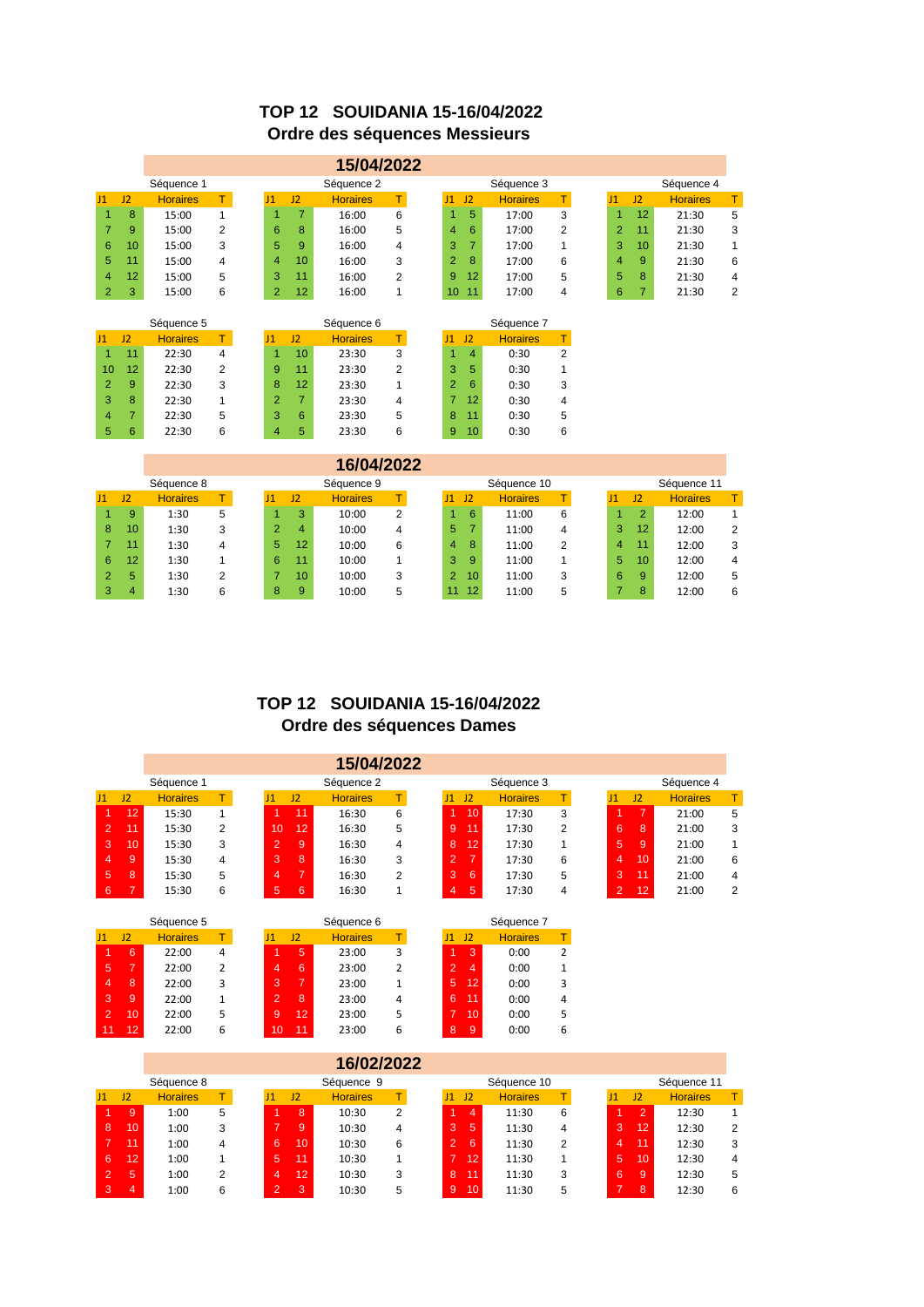# TOP 12 SOUIDANIA 15-16/04/2022
## Ordre des séquences Messieurs

### 15/04/2022

Séquence 1

| J1 | J2 | Horaires | T |
|---|---|---|---|
| 1 | 8 | 15:00 | 1 |
| 7 | 9 | 15:00 | 2 |
| 6 | 10 | 15:00 | 3 |
| 5 | 11 | 15:00 | 4 |
| 4 | 12 | 15:00 | 5 |
| 2 | 3 | 15:00 | 6 |

Séquence 2

| J1 | J2 | Horaires | T |
|---|---|---|---|
| 1 | 7 | 16:00 | 6 |
| 6 | 8 | 16:00 | 5 |
| 5 | 9 | 16:00 | 4 |
| 4 | 10 | 16:00 | 3 |
| 3 | 11 | 16:00 | 2 |
| 2 | 12 | 16:00 | 1 |

Séquence 3

| J1 | J2 | Horaires | T |
|---|---|---|---|
| 1 | 5 | 17:00 | 3 |
| 4 | 6 | 17:00 | 2 |
| 3 | 7 | 17:00 | 1 |
| 2 | 8 | 17:00 | 6 |
| 9 | 12 | 17:00 | 5 |
| 10 | 11 | 17:00 | 4 |

Séquence 4

| J1 | J2 | Horaires | T |
|---|---|---|---|
| 1 | 12 | 21:30 | 5 |
| 2 | 11 | 21:30 | 3 |
| 3 | 10 | 21:30 | 1 |
| 4 | 9 | 21:30 | 6 |
| 5 | 8 | 21:30 | 4 |
| 6 | 7 | 21:30 | 2 |

Séquence 5

| J1 | J2 | Horaires | T |
|---|---|---|---|
| 1 | 11 | 22:30 | 4 |
| 10 | 12 | 22:30 | 2 |
| 2 | 9 | 22:30 | 3 |
| 3 | 8 | 22:30 | 1 |
| 4 | 7 | 22:30 | 5 |
| 5 | 6 | 22:30 | 6 |

Séquence 6

| J1 | J2 | Horaires | T |
|---|---|---|---|
| 1 | 10 | 23:30 | 3 |
| 9 | 11 | 23:30 | 2 |
| 8 | 12 | 23:30 | 1 |
| 2 | 7 | 23:30 | 4 |
| 3 | 6 | 23:30 | 5 |
| 4 | 5 | 23:30 | 6 |

Séquence 7

| J1 | J2 | Horaires | T |
|---|---|---|---|
| 1 | 4 | 0:30 | 2 |
| 3 | 5 | 0:30 | 1 |
| 2 | 6 | 0:30 | 3 |
| 7 | 12 | 0:30 | 4 |
| 8 | 11 | 0:30 | 5 |
| 9 | 10 | 0:30 | 6 |

### 16/04/2022

Séquence 8

| J1 | J2 | Horaires | T |
|---|---|---|---|
| 1 | 9 | 1:30 | 5 |
| 8 | 10 | 1:30 | 3 |
| 7 | 11 | 1:30 | 4 |
| 6 | 12 | 1:30 | 1 |
| 2 | 5 | 1:30 | 2 |
| 3 | 4 | 1:30 | 6 |

Séquence 9

| J1 | J2 | Horaires | T |
|---|---|---|---|
| 1 | 3 | 10:00 | 2 |
| 2 | 4 | 10:00 | 4 |
| 5 | 12 | 10:00 | 6 |
| 6 | 11 | 10:00 | 1 |
| 7 | 10 | 10:00 | 3 |
| 8 | 9 | 10:00 | 5 |

Séquence 10

| J1 | J2 | Horaires | T |
|---|---|---|---|
| 1 | 6 | 11:00 | 6 |
| 5 | 7 | 11:00 | 4 |
| 4 | 8 | 11:00 | 2 |
| 3 | 9 | 11:00 | 1 |
| 2 | 10 | 11:00 | 3 |
| 11 | 12 | 11:00 | 5 |

Séquence 11

| J1 | J2 | Horaires | T |
|---|---|---|---|
| 1 | 2 | 12:00 | 1 |
| 3 | 12 | 12:00 | 2 |
| 4 | 11 | 12:00 | 3 |
| 5 | 10 | 12:00 | 4 |
| 6 | 9 | 12:00 | 5 |
| 7 | 8 | 12:00 | 6 |

# TOP 12 SOUIDANIA 15-16/04/2022
## Ordre des séquences Dames

### 15/04/2022

Séquence 1

| J1 | J2 | Horaires | T |
|---|---|---|---|
| 1 | 12 | 15:30 | 1 |
| 2 | 11 | 15:30 | 2 |
| 3 | 10 | 15:30 | 3 |
| 4 | 9 | 15:30 | 4 |
| 5 | 8 | 15:30 | 5 |
| 6 | 7 | 15:30 | 6 |

Séquence 2

| J1 | J2 | Horaires | T |
|---|---|---|---|
| 1 | 11 | 16:30 | 6 |
| 10 | 12 | 16:30 | 5 |
| 2 | 9 | 16:30 | 4 |
| 3 | 8 | 16:30 | 3 |
| 4 | 7 | 16:30 | 2 |
| 5 | 6 | 16:30 | 1 |

Séquence 3

| J1 | J2 | Horaires | T |
|---|---|---|---|
| 1 | 10 | 17:30 | 3 |
| 9 | 11 | 17:30 | 2 |
| 8 | 12 | 17:30 | 1 |
| 2 | 7 | 17:30 | 6 |
| 3 | 6 | 17:30 | 5 |
| 4 | 5 | 17:30 | 4 |

Séquence 4

| J1 | J2 | Horaires | T |
|---|---|---|---|
| 1 | 7 | 21:00 | 5 |
| 6 | 8 | 21:00 | 3 |
| 5 | 9 | 21:00 | 1 |
| 4 | 10 | 21:00 | 6 |
| 3 | 11 | 21:00 | 4 |
| 2 | 12 | 21:00 | 2 |

Séquence 5

| J1 | J2 | Horaires | T |
|---|---|---|---|
| 1 | 6 | 22:00 | 4 |
| 5 | 7 | 22:00 | 2 |
| 4 | 8 | 22:00 | 3 |
| 3 | 9 | 22:00 | 1 |
| 2 | 10 | 22:00 | 5 |
| 11 | 12 | 22:00 | 6 |

Séquence 6

| J1 | J2 | Horaires | T |
|---|---|---|---|
| 1 | 5 | 23:00 | 3 |
| 4 | 6 | 23:00 | 2 |
| 3 | 7 | 23:00 | 1 |
| 2 | 8 | 23:00 | 4 |
| 9 | 12 | 23:00 | 5 |
| 10 | 11 | 23:00 | 6 |

Séquence 7

| J1 | J2 | Horaires | T |
|---|---|---|---|
| 1 | 3 | 0:00 | 2 |
| 2 | 4 | 0:00 | 1 |
| 5 | 12 | 0:00 | 3 |
| 6 | 11 | 0:00 | 4 |
| 7 | 10 | 0:00 | 5 |
| 8 | 9 | 0:00 | 6 |

### 16/02/2022

Séquence 8

| J1 | J2 | Horaires | T |
|---|---|---|---|
| 1 | 9 | 1:00 | 5 |
| 8 | 10 | 1:00 | 3 |
| 7 | 11 | 1:00 | 4 |
| 6 | 12 | 1:00 | 1 |
| 2 | 5 | 1:00 | 2 |
| 3 | 4 | 1:00 | 6 |

Séquence 9

| J1 | J2 | Horaires | T |
|---|---|---|---|
| 1 | 8 | 10:30 | 2 |
| 7 | 9 | 10:30 | 4 |
| 6 | 10 | 10:30 | 6 |
| 5 | 11 | 10:30 | 1 |
| 4 | 12 | 10:30 | 3 |
| 2 | 3 | 10:30 | 5 |

Séquence 10

| J1 | J2 | Horaires | T |
|---|---|---|---|
| 1 | 4 | 11:30 | 6 |
| 3 | 5 | 11:30 | 4 |
| 2 | 6 | 11:30 | 2 |
| 7 | 12 | 11:30 | 1 |
| 8 | 11 | 11:30 | 3 |
| 9 | 10 | 11:30 | 5 |

Séquence 11

| J1 | J2 | Horaires | T |
|---|---|---|---|
| 1 | 2 | 12:30 | 1 |
| 3 | 12 | 12:30 | 2 |
| 4 | 11 | 12:30 | 3 |
| 5 | 10 | 12:30 | 4 |
| 6 | 9 | 12:30 | 5 |
| 7 | 8 | 12:30 | 6 |